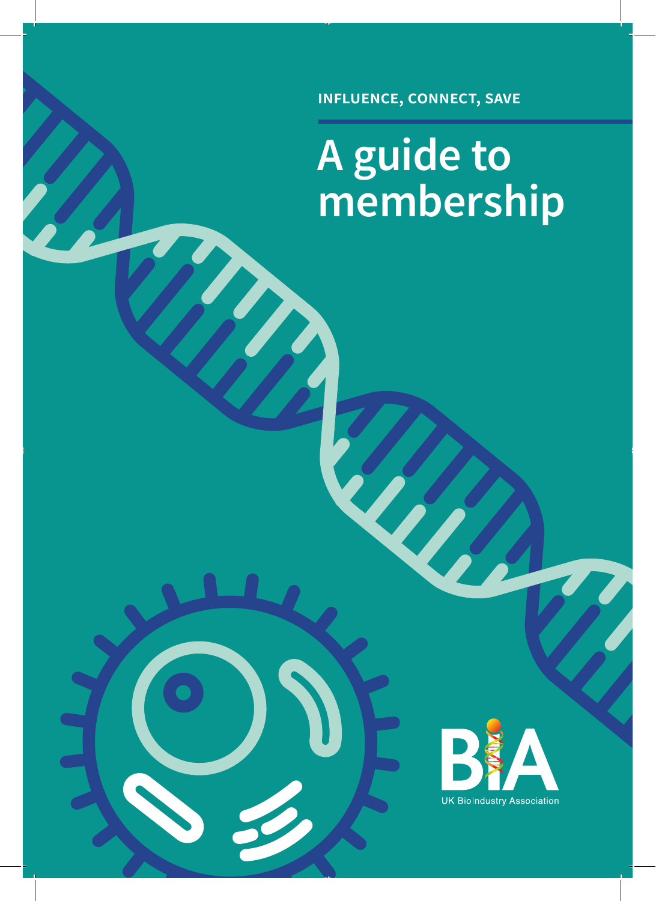INFLUENCE, CONNECT, SAVE

# A guide to membership

UK BioIndustry Association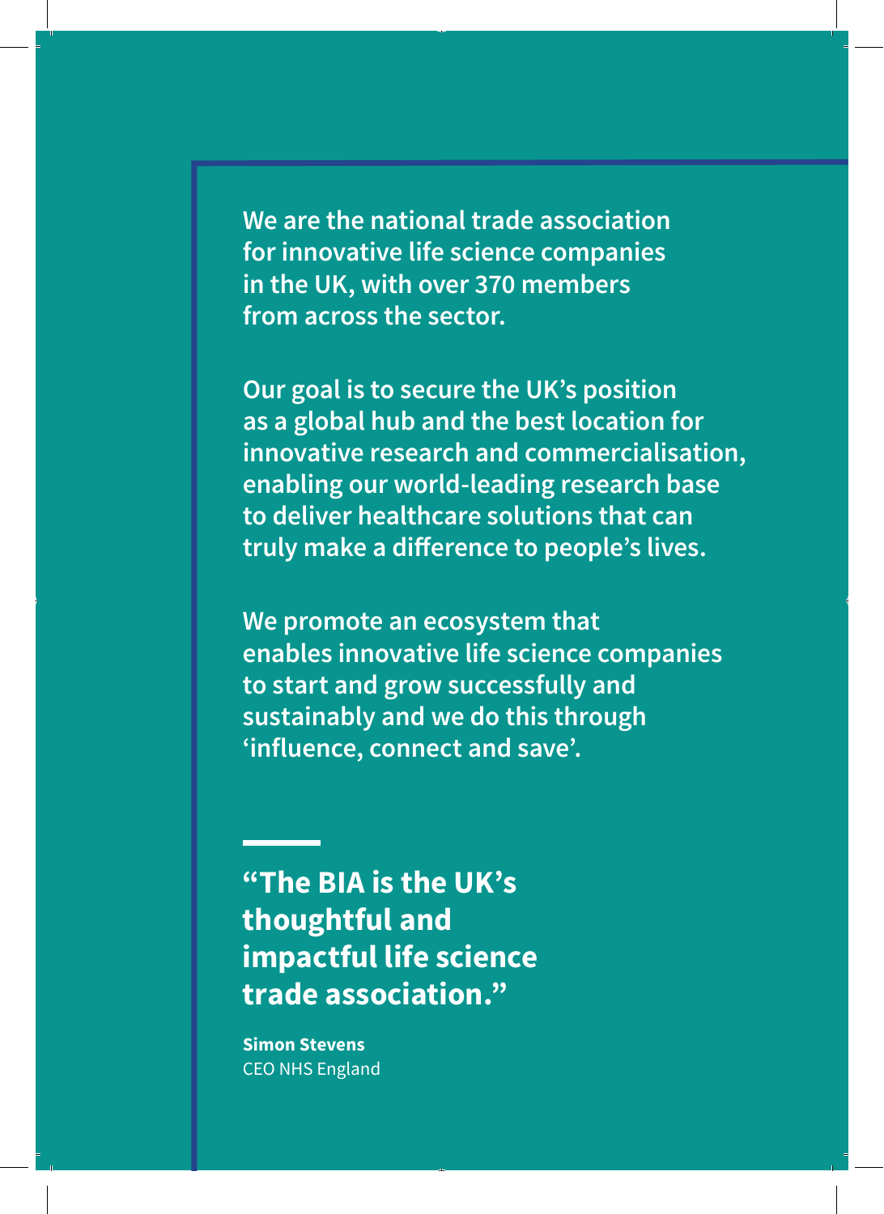**We are the national trade association for innovative life science companies in the UK, with over 370 members from across the sector.**

**Our goal is to secure the UK's position as a global hub and the best location for innovative research and commercialisation, enabling our world-leading research base to deliver healthcare solutions that can truly make a difference to people's lives.**

**We promote an ecosystem that enables innovative life science companies to start and grow successfully and sustainably and we do this through 'influence, connect and save'.**

---

> **"The BIA is the UK's thoughtful and impactful life science trade association."**
>
> **Simon Stevens**
> CEO NHS England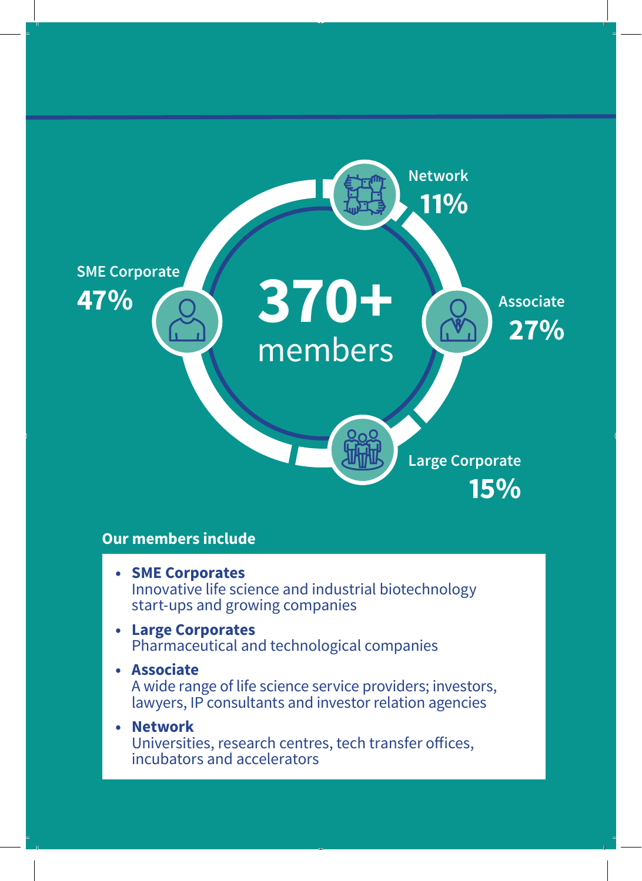**370+** members

SME Corporate **47%**

Network **11%**

Associate **27%**

Large Corporate **15%**

**Our members include**

- **SME Corporates**
  Innovative life science and industrial biotechnology start-ups and growing companies
- **Large Corporates**
  Pharmaceutical and technological companies
- **Associate**
  A wide range of life science service providers; investors, lawyers, IP consultants and investor relation agencies
- **Network**
  Universities, research centres, tech transfer offices, incubators and accelerators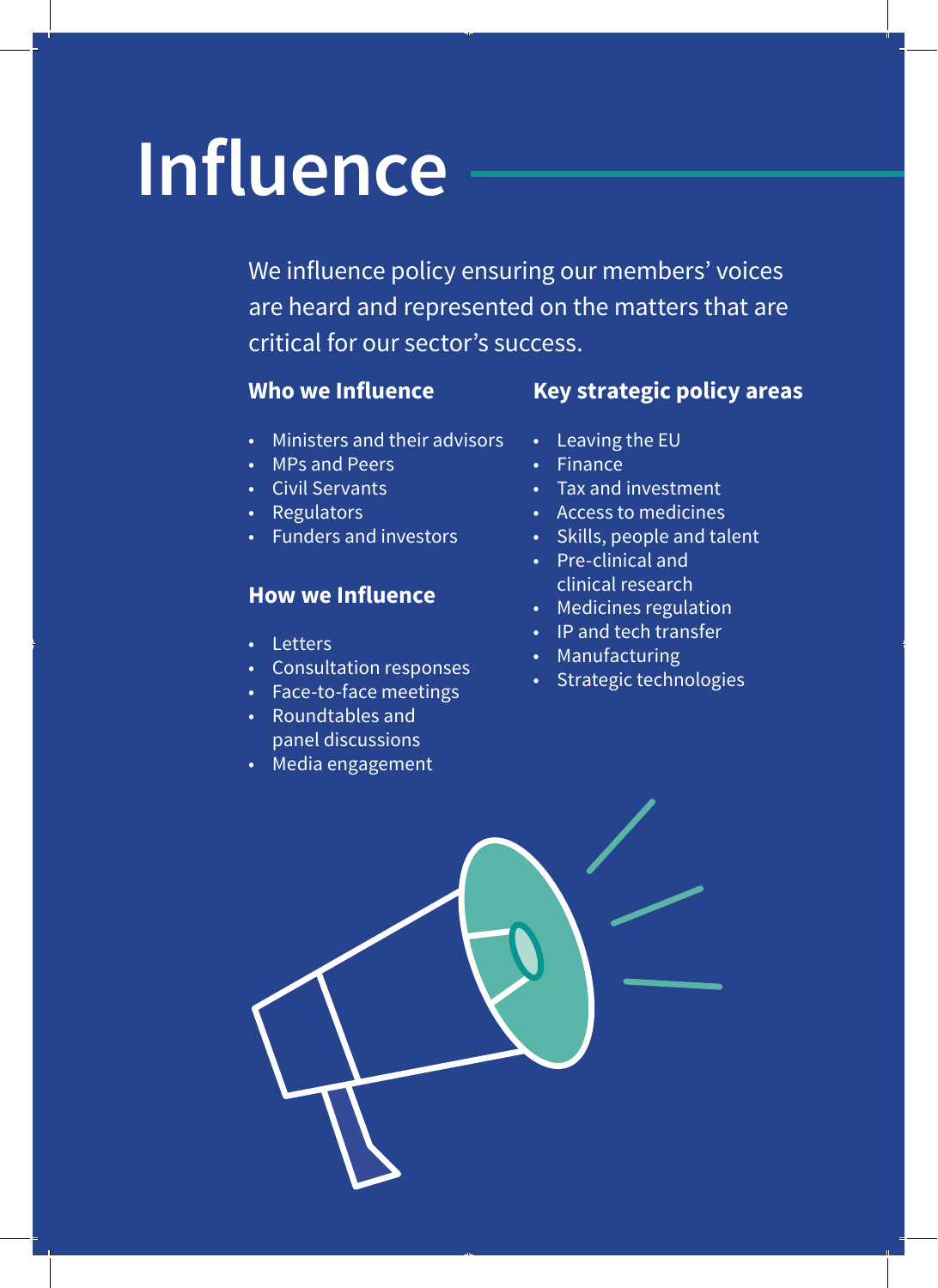# Influence

We influence policy ensuring our members' voices are heard and represented on the matters that are critical for our sector's success.

### Who we Influence

- Ministers and their advisors
- MPs and Peers
- Civil Servants
- Regulators
- Funders and investors

### How we Influence

- Letters
- Consultation responses
- Face-to-face meetings
- Roundtables and panel discussions
- Media engagement

### Key strategic policy areas

- Leaving the EU
- Finance
- Tax and investment
- Access to medicines
- Skills, people and talent
- Pre-clinical and clinical research
- Medicines regulation
- IP and tech transfer
- Manufacturing
- Strategic technologies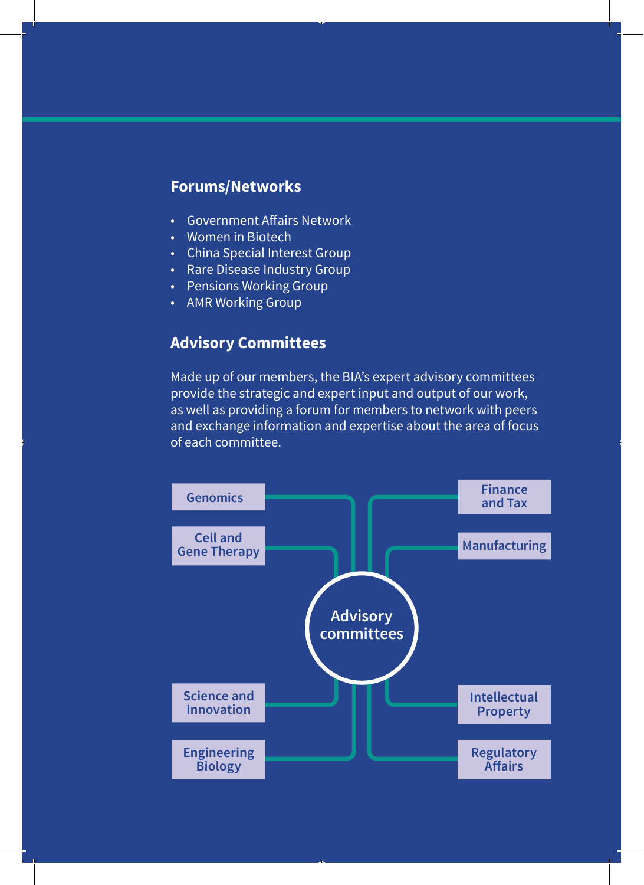## Forums/Networks

- Government Affairs Network
- Women in Biotech
- China Special Interest Group
- Rare Disease Industry Group
- Pensions Working Group
- AMR Working Group

## Advisory Committees

Made up of our members, the BIA's expert advisory committees provide the strategic and expert input and output of our work, as well as providing a forum for members to network with peers and exchange information and expertise about the area of focus of each committee.

Advisory committees

- Genomics
- Cell and Gene Therapy
- Science and Innovation
- Engineering Biology
- Finance and Tax
- Manufacturing
- Intellectual Property
- Regulatory Affairs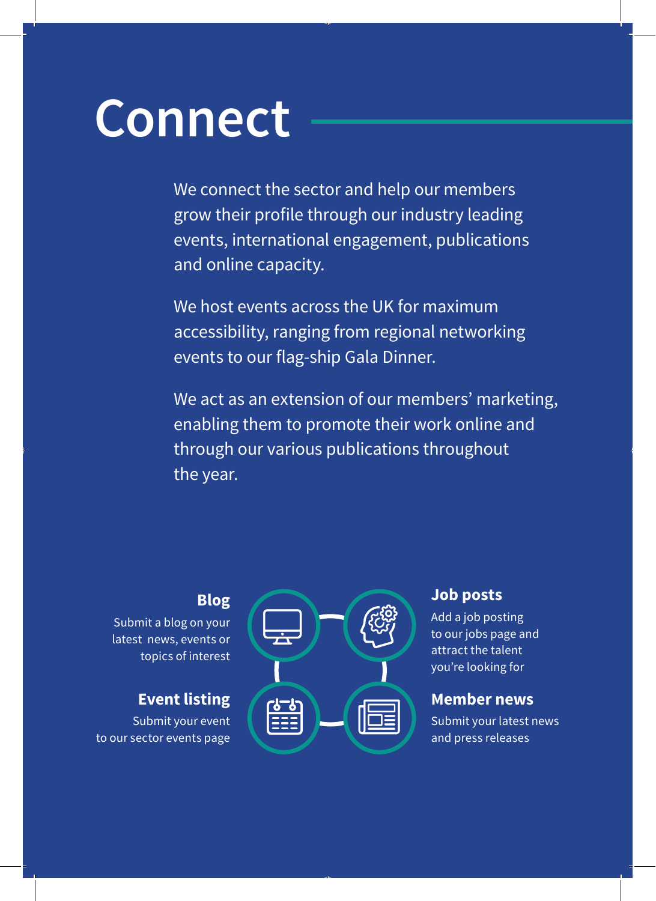# Connect

We connect the sector and help our members grow their profile through our industry leading events, international engagement, publications and online capacity.

We host events across the UK for maximum accessibility, ranging from regional networking events to our flag-ship Gala Dinner.

We act as an extension of our members' marketing, enabling them to promote their work online and through our various publications throughout the year.

### Blog

Submit a blog on your latest news, events or topics of interest

### Event listing

Submit your event to our sector events page

### Job posts

Add a job posting to our jobs page and attract the talent you're looking for

### Member news

Submit your latest news and press releases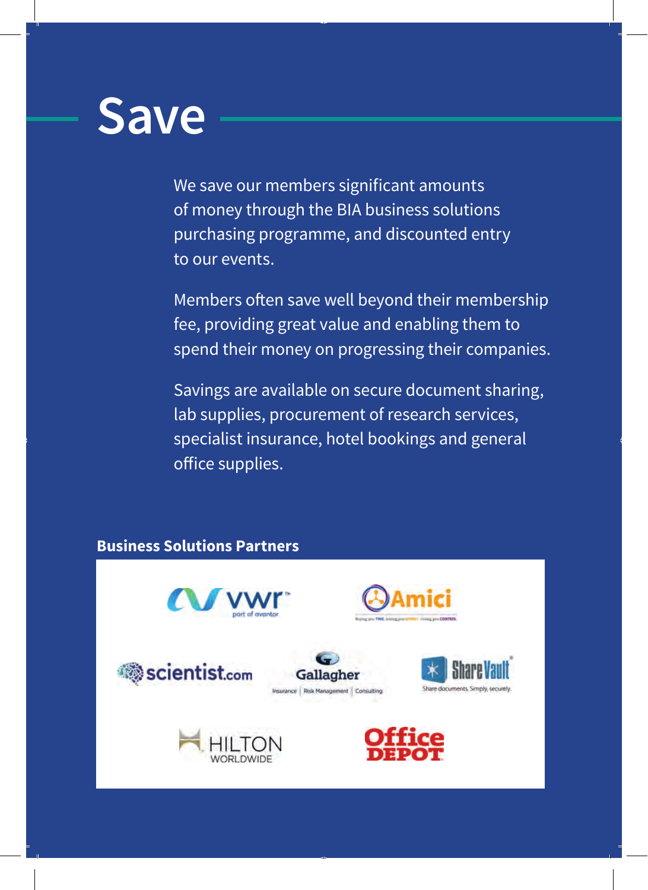# Save

We save our members significant amounts of money through the BIA business solutions purchasing programme, and discounted entry to our events.

Members often save well beyond their membership fee, providing great value and enabling them to spend their money on progressing their companies.

Savings are available on secure document sharing, lab supplies, procurement of research services, specialist insurance, hotel bookings and general office supplies.

**Business Solutions Partners**

vwr part of avantor

Amici

scientist.com

Gallagher — Insurance | Risk Management | Consulting

ShareVault — Share documents. Simply, securely.

HILTON WORLDWIDE

Office DEPOT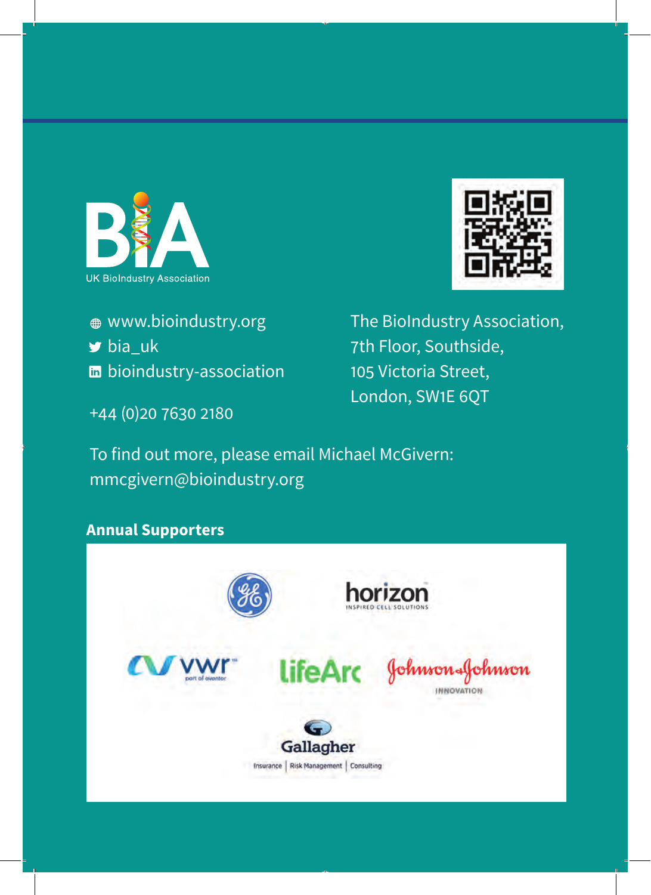UK BioIndustry Association

www.bioindustry.org
bia_uk
bioindustry-association

+44 (0)20 7630 2180

The BioIndustry Association,
7th Floor, Southside,
105 Victoria Street,
London, SW1E 6QT

To find out more, please email Michael McGivern:
mmcgivern@bioindustry.org

**Annual Supporters**